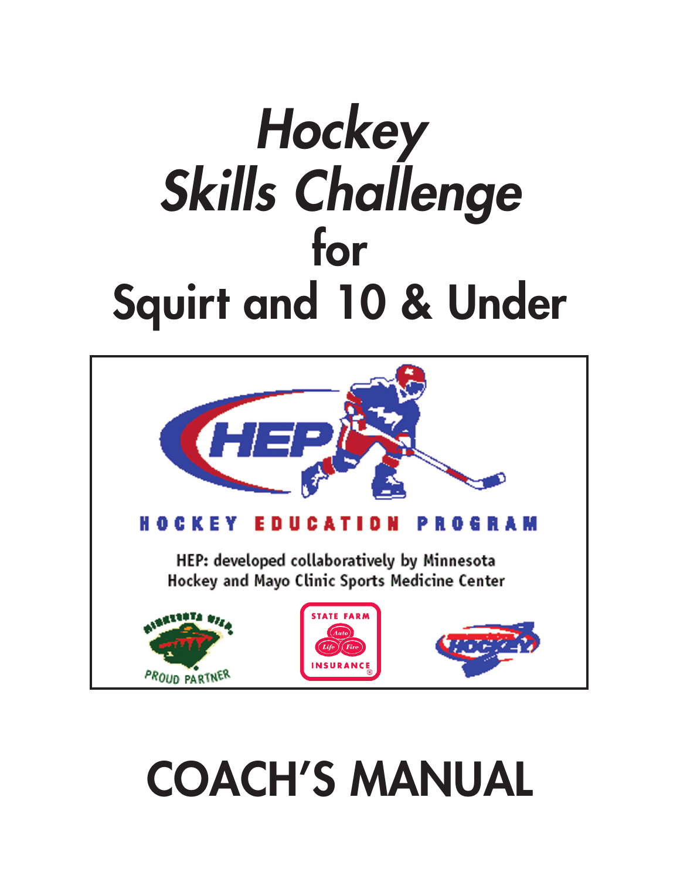# *Hockey Skills Challenge* for Squirt and 10 & Under

HOCKEY EDUCATION PROGRAM

HEP: developed collaboratively by Minnesota Hockey and Mayo Clinic Sports Medicine Center

# COACH'S MANUAL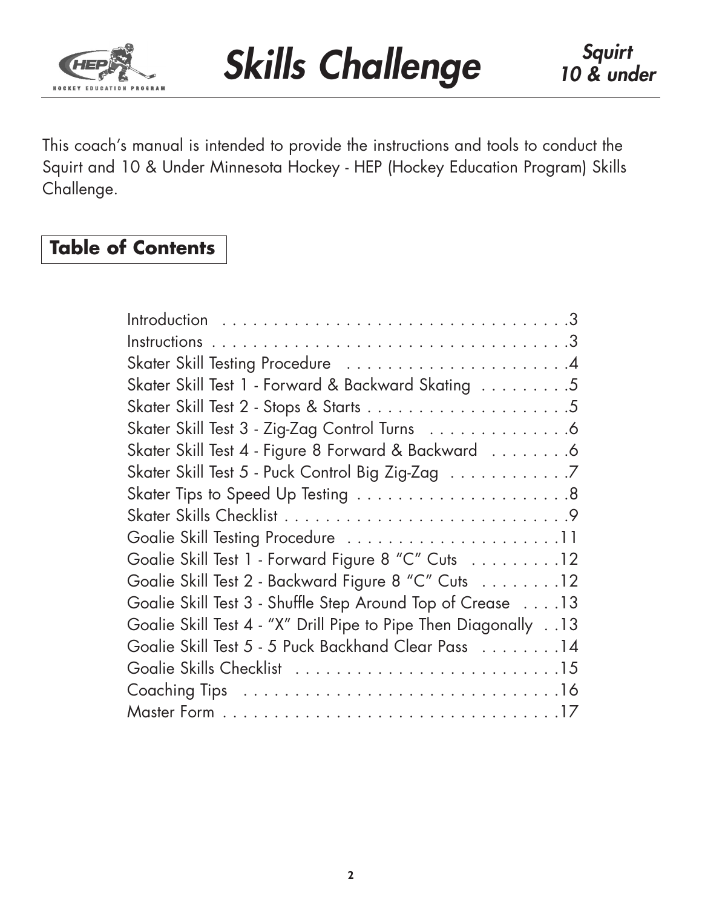# Skills Challenge

*Squirt 10 & under*

This coach's manual is intended to provide the instructions and tools to conduct the Squirt and 10 & Under Minnesota Hockey - HEP (Hockey Education Program) Skills Challenge.

## Table of Contents

| | |
|---|---|
| Introduction | 3 |
| Instructions | 3 |
| Skater Skill Testing Procedure | 4 |
| Skater Skill Test 1 - Forward & Backward Skating | 5 |
| Skater Skill Test 2 - Stops & Starts | 5 |
| Skater Skill Test 3 - Zig-Zag Control Turns | 6 |
| Skater Skill Test 4 - Figure 8 Forward & Backward | 6 |
| Skater Skill Test 5 - Puck Control Big Zig-Zag | 7 |
| Skater Tips to Speed Up Testing | 8 |
| Skater Skills Checklist | 9 |
| Goalie Skill Testing Procedure | 11 |
| Goalie Skill Test 1 - Forward Figure 8 "C" Cuts | 12 |
| Goalie Skill Test 2 - Backward Figure 8 "C" Cuts | 12 |
| Goalie Skill Test 3 - Shuffle Step Around Top of Crease | 13 |
| Goalie Skill Test 4 - "X" Drill Pipe to Pipe Then Diagonally | 13 |
| Goalie Skill Test 5 - 5 Puck Backhand Clear Pass | 14 |
| Goalie Skills Checklist | 15 |
| Coaching Tips | 16 |
| Master Form | 17 |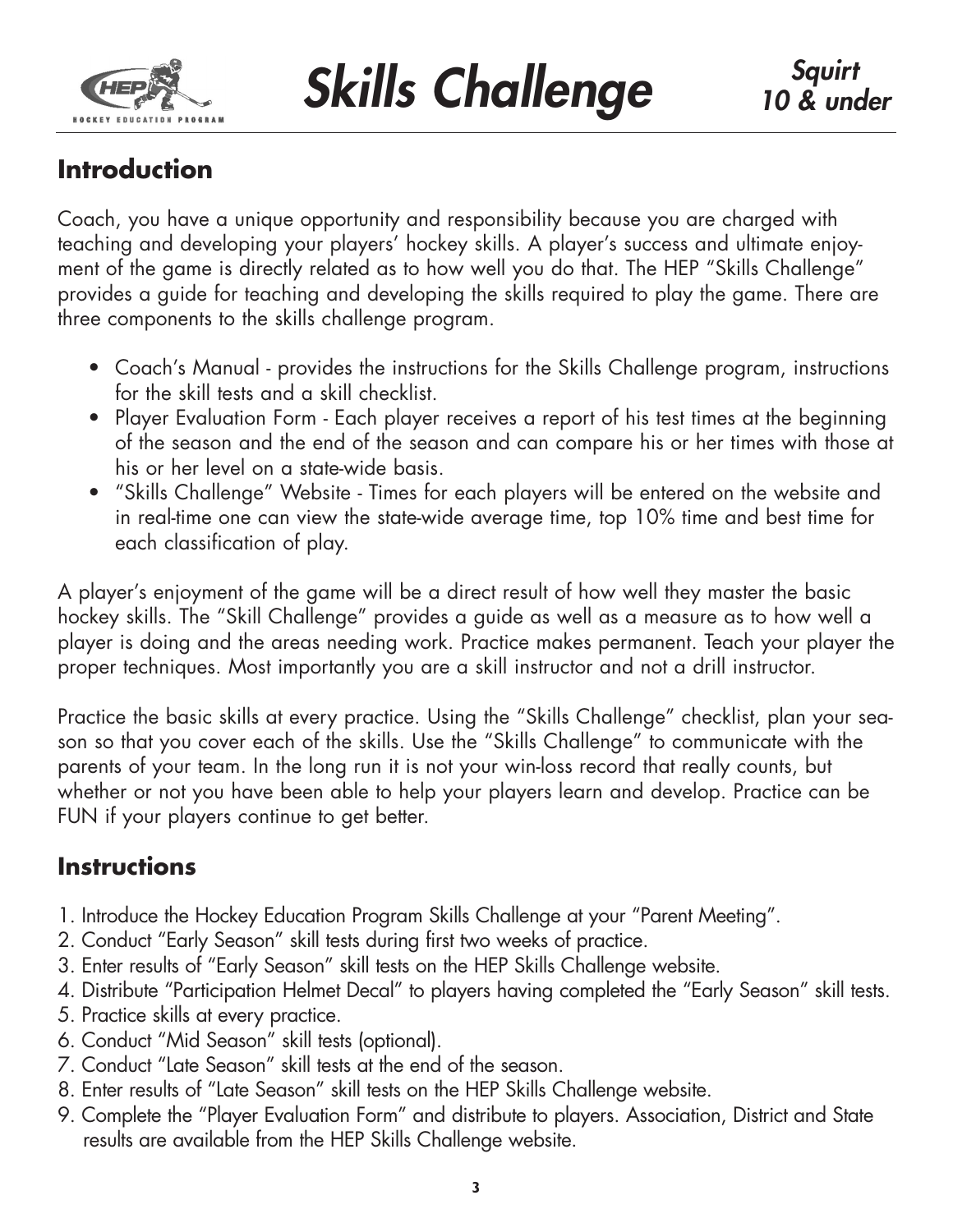# Skills Challenge

**Squirt 10 & under**

## Introduction

Coach, you have a unique opportunity and responsibility because you are charged with teaching and developing your players' hockey skills. A player's success and ultimate enjoyment of the game is directly related as to how well you do that. The HEP "Skills Challenge" provides a guide for teaching and developing the skills required to play the game. There are three components to the skills challenge program.

- Coach's Manual - provides the instructions for the Skills Challenge program, instructions for the skill tests and a skill checklist.
- Player Evaluation Form - Each player receives a report of his test times at the beginning of the season and the end of the season and can compare his or her times with those at his or her level on a state-wide basis.
- "Skills Challenge" Website - Times for each players will be entered on the website and in real-time one can view the state-wide average time, top 10% time and best time for each classification of play.

A player's enjoyment of the game will be a direct result of how well they master the basic hockey skills. The "Skill Challenge" provides a guide as well as a measure as to how well a player is doing and the areas needing work. Practice makes permanent. Teach your player the proper techniques. Most importantly you are a skill instructor and not a drill instructor.

Practice the basic skills at every practice. Using the "Skills Challenge" checklist, plan your season so that you cover each of the skills. Use the "Skills Challenge" to communicate with the parents of your team. In the long run it is not your win-loss record that really counts, but whether or not you have been able to help your players learn and develop. Practice can be FUN if your players continue to get better.

## Instructions

1. Introduce the Hockey Education Program Skills Challenge at your "Parent Meeting".
2. Conduct "Early Season" skill tests during first two weeks of practice.
3. Enter results of "Early Season" skill tests on the HEP Skills Challenge website.
4. Distribute "Participation Helmet Decal" to players having completed the "Early Season" skill tests.
5. Practice skills at every practice.
6. Conduct "Mid Season" skill tests (optional).
7. Conduct "Late Season" skill tests at the end of the season.
8. Enter results of "Late Season" skill tests on the HEP Skills Challenge website.
9. Complete the "Player Evaluation Form" and distribute to players. Association, District and State results are available from the HEP Skills Challenge website.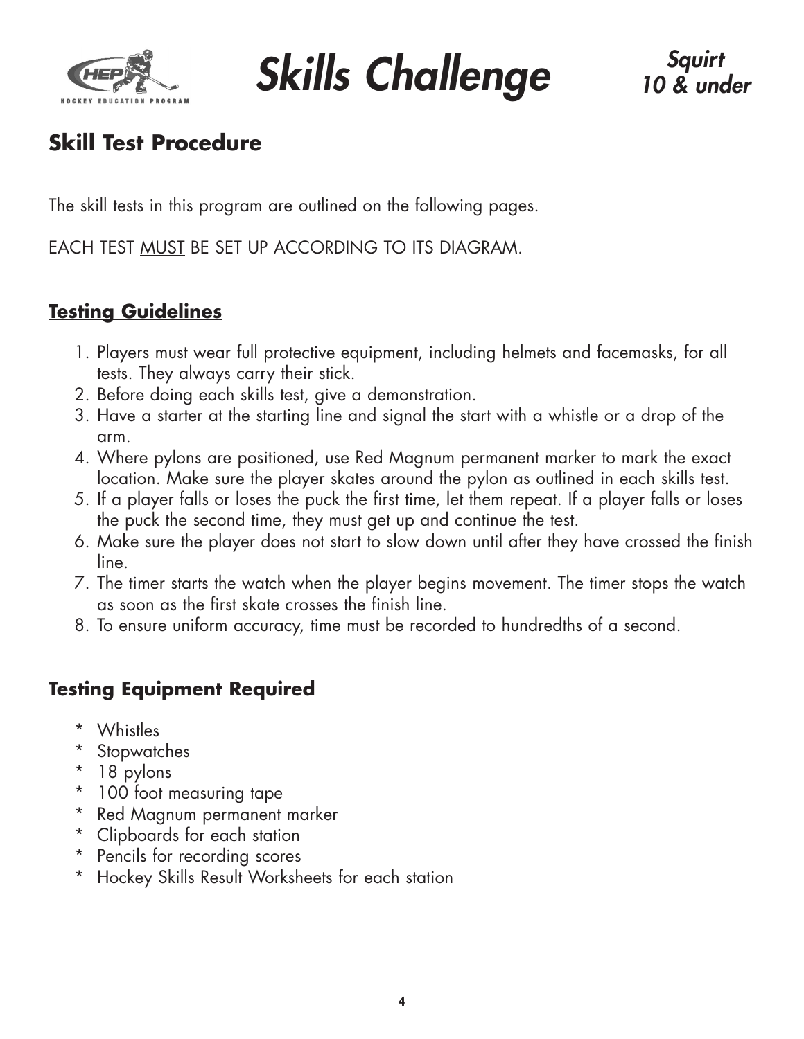## Skill Test Procedure

The skill tests in this program are outlined on the following pages.

EACH TEST <u>MUST</u> BE SET UP ACCORDING TO ITS DIAGRAM.

### <u>**Testing Guidelines**</u>

1. Players must wear full protective equipment, including helmets and facemasks, for all tests. They always carry their stick.
2. Before doing each skills test, give a demonstration.
3. Have a starter at the starting line and signal the start with a whistle or a drop of the arm.
4. Where pylons are positioned, use Red Magnum permanent marker to mark the exact location. Make sure the player skates around the pylon as outlined in each skills test.
5. If a player falls or loses the puck the first time, let them repeat. If a player falls or loses the puck the second time, they must get up and continue the test.
6. Make sure the player does not start to slow down until after they have crossed the finish line.
7. The timer starts the watch when the player begins movement. The timer stops the watch as soon as the first skate crosses the finish line.
8. To ensure uniform accuracy, time must be recorded to hundredths of a second.

### <u>**Testing Equipment Required**</u>

* Whistles
* Stopwatches
* 18 pylons
* 100 foot measuring tape
* Red Magnum permanent marker
* Clipboards for each station
* Pencils for recording scores
* Hockey Skills Result Worksheets for each station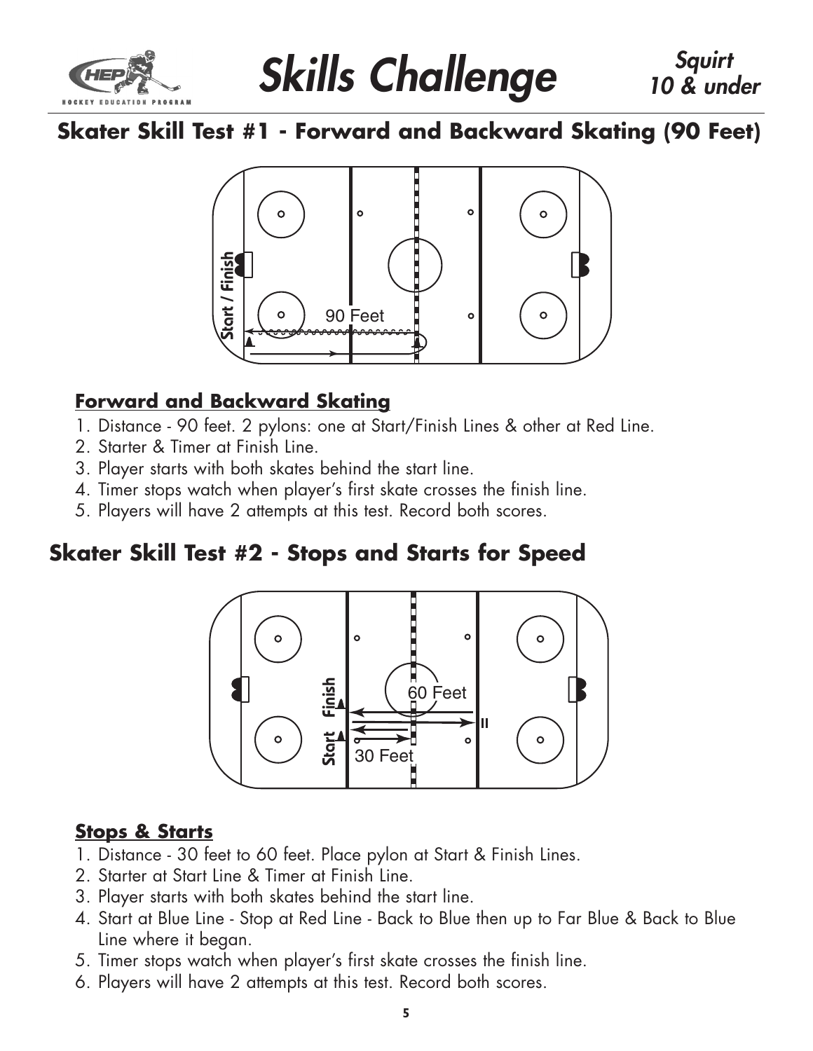# Skills Challenge

*Squirt 10 & under*

## Skater Skill Test #1 - Forward and Backward Skating (90 Feet)

### Forward and Backward Skating

1. Distance - 90 feet. 2 pylons: one at Start/Finish Lines & other at Red Line.
2. Starter & Timer at Finish Line.
3. Player starts with both skates behind the start line.
4. Timer stops watch when player's first skate crosses the finish line.
5. Players will have 2 attempts at this test. Record both scores.

## Skater Skill Test #2 - Stops and Starts for Speed

### Stops & Starts

1. Distance - 30 feet to 60 feet. Place pylon at Start & Finish Lines.
2. Starter at Start Line & Timer at Finish Line.
3. Player starts with both skates behind the start line.
4. Start at Blue Line - Stop at Red Line - Back to Blue then up to Far Blue & Back to Blue Line where it began.
5. Timer stops watch when player's first skate crosses the finish line.
6. Players will have 2 attempts at this test. Record both scores.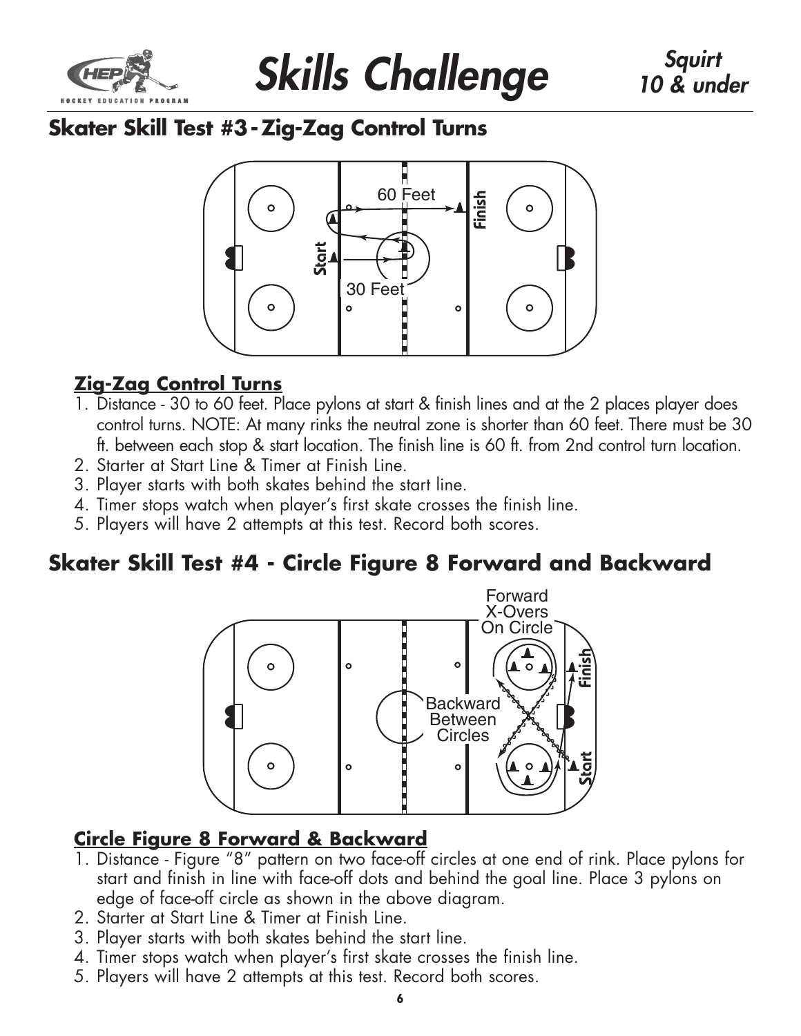# Skills Challenge

*Squirt 10 & under*

## Skater Skill Test #3 - Zig-Zag Control Turns

60 Feet

Start

Finish

30 Feet

### Zig-Zag Control Turns

1. Distance - 30 to 60 feet. Place pylons at start & finish lines and at the 2 places player does control turns. NOTE: At many rinks the neutral zone is shorter than 60 feet. There must be 30 ft. between each stop & start location. The finish line is 60 ft. from 2nd control turn location.
2. Starter at Start Line & Timer at Finish Line.
3. Player starts with both skates behind the start line.
4. Timer stops watch when player's first skate crosses the finish line.
5. Players will have 2 attempts at this test. Record both scores.

## Skater Skill Test #4 - Circle Figure 8 Forward and Backward

Forward X-Overs On Circle

Backward Between Circles

Finish

Start

### Circle Figure 8 Forward & Backward

1. Distance - Figure "8" pattern on two face-off circles at one end of rink. Place pylons for start and finish in line with face-off dots and behind the goal line. Place 3 pylons on edge of face-off circle as shown in the above diagram.
2. Starter at Start Line & Timer at Finish Line.
3. Player starts with both skates behind the start line.
4. Timer stops watch when player's first skate crosses the finish line.
5. Players will have 2 attempts at this test. Record both scores.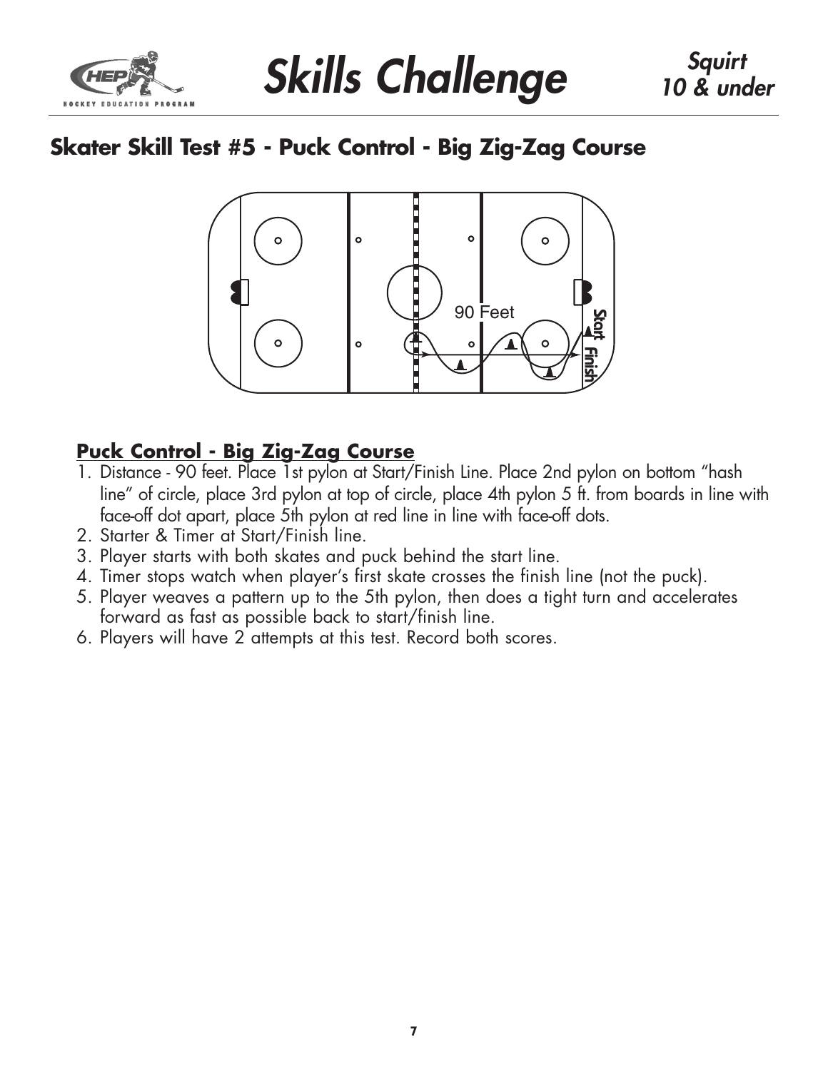# Skills Challenge

*Squirt 10 & under*

## Skater Skill Test #5 - Puck Control - Big Zig-Zag Course

90 Feet

Start

Finish

### Puck Control - Big Zig-Zag Course

1. Distance - 90 feet. Place 1st pylon at Start/Finish Line. Place 2nd pylon on bottom "hash line" of circle, place 3rd pylon at top of circle, place 4th pylon 5 ft. from boards in line with face-off dot apart, place 5th pylon at red line in line with face-off dots.
2. Starter & Timer at Start/Finish line.
3. Player starts with both skates and puck behind the start line.
4. Timer stops watch when player's first skate crosses the finish line (not the puck).
5. Player weaves a pattern up to the 5th pylon, then does a tight turn and accelerates forward as fast as possible back to start/finish line.
6. Players will have 2 attempts at this test. Record both scores.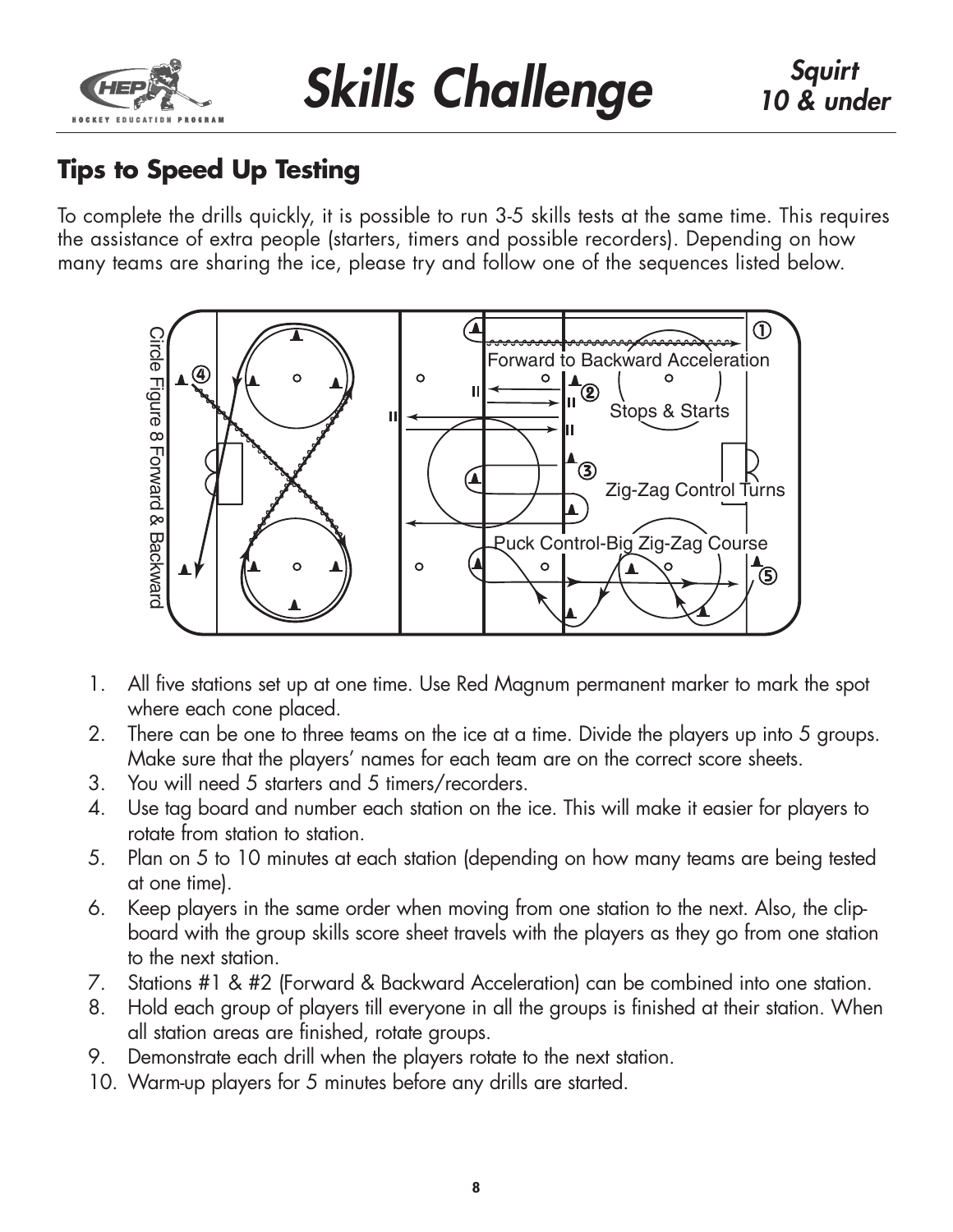## Tips to Speed Up Testing

To complete the drills quickly, it is possible to run 3-5 skills tests at the same time. This requires the assistance of extra people (starters, timers and possible recorders). Depending on how many teams are sharing the ice, please try and follow one of the sequences listed below.

① Forward to Backward Acceleration

② Stops & Starts

③ Zig-Zag Control Turns

④ Circle Figure 8 Forward & Backward

⑤ Puck Control-Big Zig-Zag Course

1. All five stations set up at one time. Use Red Magnum permanent marker to mark the spot where each cone placed.
2. There can be one to three teams on the ice at a time. Divide the players up into 5 groups. Make sure that the players' names for each team are on the correct score sheets.
3. You will need 5 starters and 5 timers/recorders.
4. Use tag board and number each station on the ice. This will make it easier for players to rotate from station to station.
5. Plan on 5 to 10 minutes at each station (depending on how many teams are being tested at one time).
6. Keep players in the same order when moving from one station to the next. Also, the clip-board with the group skills score sheet travels with the players as they go from one station to the next station.
7. Stations #1 & #2 (Forward & Backward Acceleration) can be combined into one station.
8. Hold each group of players till everyone in all the groups is finished at their station. When all station areas are finished, rotate groups.
9. Demonstrate each drill when the players rotate to the next station.
10. Warm-up players for 5 minutes before any drills are started.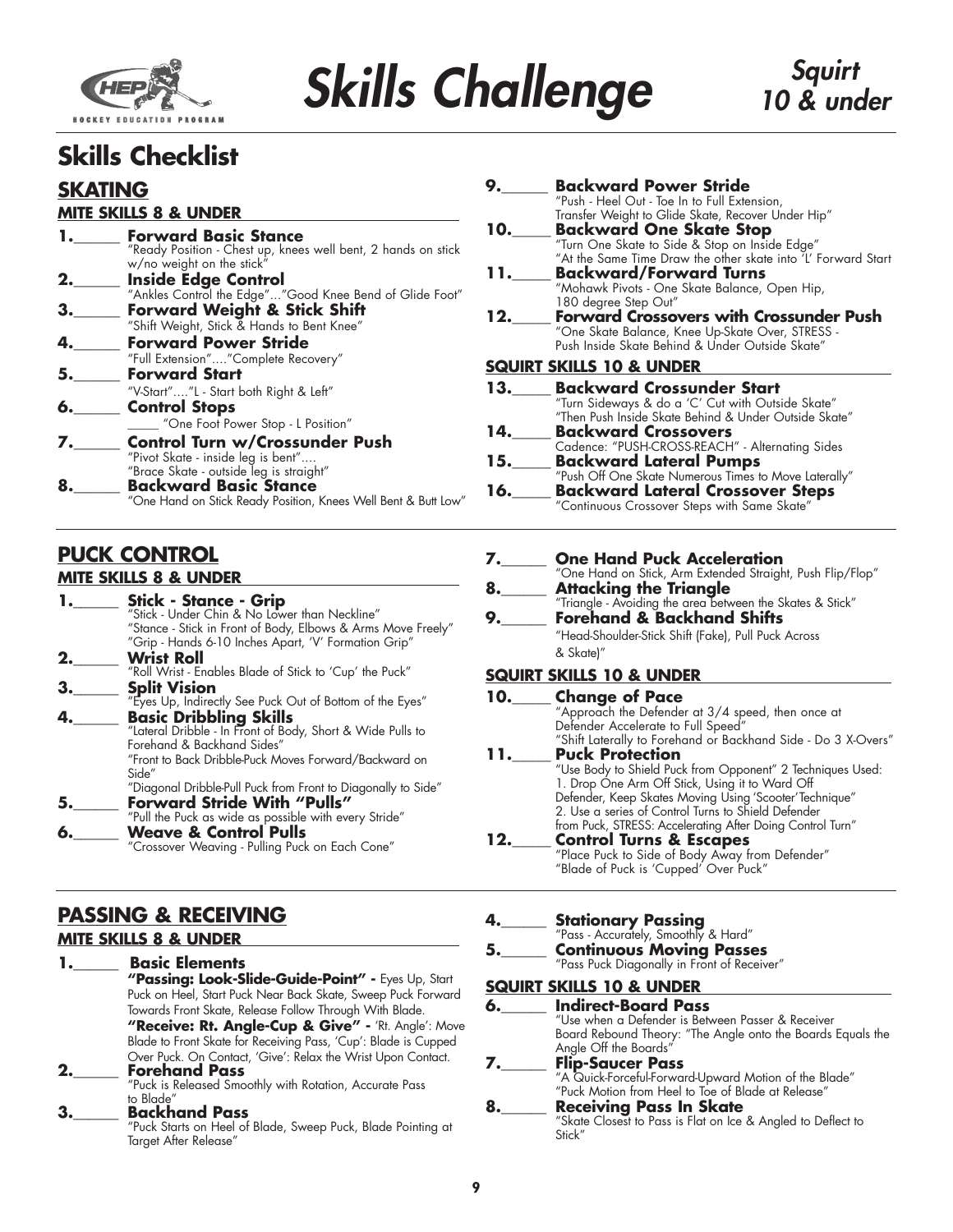# Skills Challenge

*Squirt 10 & under*

## Skills Checklist

### SKATING

**MITE SKILLS 8 & UNDER**

1.______ **Forward Basic Stance**
"Ready Position - Chest up, knees well bent, 2 hands on stick w/no weight on the stick"

2.______ **Inside Edge Control**
"Ankles Control the Edge"…"Good Knee Bend of Glide Foot"

3.______ **Forward Weight & Stick Shift**
"Shift Weight, Stick & Hands to Bent Knee"

4.______ **Forward Power Stride**
"Full Extension"…."Complete Recovery"

5.______ **Forward Start**
"V-Start"…."L - Start both Right & Left"

6.______ **Control Stops**
_____ "One Foot Power Stop - L Position"

7.______ **Control Turn w/Crossunder Push**
"Pivot Skate - inside leg is bent"….
"Brace Skate - outside leg is straight"

8.______ **Backward Basic Stance**
"One Hand on Stick Ready Position, Knees Well Bent & Butt Low"

9.______ **Backward Power Stride**
"Push - Heel Out - Toe In to Full Extension, Transfer Weight to Glide Skate, Recover Under Hip"

10._____ **Backward One Skate Stop**
"Turn One Skate to Side & Stop on Inside Edge"
"At the Same Time Draw the other skate into 'L' Forward Start

11._____ **Backward/Forward Turns**
"Mohawk Pivots - One Skate Balance, Open Hip, 180 degree Step Out"

12._____ **Forward Crossovers with Crossunder Push**
"One Skate Balance, Knee Up-Skate Over, STRESS - Push Inside Skate Behind & Under Outside Skate"

**SQUIRT SKILLS 10 & UNDER**

13._____ **Backward Crossunder Start**
"Turn Sideways & do a 'C' Cut with Outside Skate"
"Then Push Inside Skate Behind & Under Outside Skate"

14._____ **Backward Crossovers**
Cadence: "PUSH-CROSS-REACH" - Alternating Sides

15._____ **Backward Lateral Pumps**
"Push Off One Skate Numerous Times to Move Laterally"

16._____ **Backward Lateral Crossover Steps**
"Continuous Crossover Steps with Same Skate"

### PUCK CONTROL

**MITE SKILLS 8 & UNDER**

1.______ **Stick - Stance - Grip**
"Stick - Under Chin & No Lower than Neckline"
"Stance - Stick in Front of Body, Elbows & Arms Move Freely"
"Grip - Hands 6-10 Inches Apart, 'V' Formation Grip"

2.______ **Wrist Roll**
"Roll Wrist - Enables Blade of Stick to 'Cup' the Puck"

3.______ **Split Vision**
"Eyes Up, Indirectly See Puck Out of Bottom of the Eyes"

4.______ **Basic Dribbling Skills**
"Lateral Dribble - In Front of Body, Short & Wide Pulls to Forehand & Backhand Sides"
"Front to Back Dribble-Puck Moves Forward/Backward on Side"
"Diagonal Dribble-Pull Puck from Front to Diagonally to Side"

5.______ **Forward Stride With "Pulls"**
"Pull the Puck as wide as possible with every Stride"

6.______ **Weave & Control Pulls**
"Crossover Weaving - Pulling Puck on Each Cone"

7.______ **One Hand Puck Acceleration**
"One Hand on Stick, Arm Extended Straight, Push Flip/Flop"

8.______ **Attacking the Triangle**
"Triangle - Avoiding the area between the Skates & Stick"

9.______ **Forehand & Backhand Shifts**
"Head-Shoulder-Stick Shift (Fake), Pull Puck Across & Skate)"

**SQUIRT SKILLS 10 & UNDER**

10._____ **Change of Pace**
"Approach the Defender at 3/4 speed, then once at Defender Accelerate to Full Speed"
"Shift Laterally to Forehand or Backhand Side - Do 3 X-Overs"

11._____ **Puck Protection**
"Use Body to Shield Puck from Opponent" 2 Techniques Used:
1. Drop One Arm Off Stick, Using it to Ward Off Defender, Keep Skates Moving Using 'Scooter'Technique"
2. Use a series of Control Turns to Shield Defender from Puck, STRESS: Accelerating After Doing Control Turn"

12._____ **Control Turns & Escapes**
"Place Puck to Side of Body Away from Defender"
"Blade of Puck is 'Cupped' Over Puck"

### PASSING & RECEIVING

**MITE SKILLS 8 & UNDER**

1.______ **Basic Elements**
**"Passing: Look-Slide-Guide-Point" -** Eyes Up, Start Puck on Heel, Start Puck Near Back Skate, Sweep Puck Forward Towards Front Skate, Release Follow Through With Blade.
**"Receive: Rt. Angle-Cup & Give" -** 'Rt. Angle': Move Blade to Front Skate for Receiving Pass, 'Cup': Blade is Cupped Over Puck. On Contact, 'Give': Relax the Wrist Upon Contact.

2.______ **Forehand Pass**
"Puck is Released Smoothly with Rotation, Accurate Pass to Blade"

3.______ **Backhand Pass**
"Puck Starts on Heel of Blade, Sweep Puck, Blade Pointing at Target After Release"

4.______ **Stationary Passing**
"Pass - Accurately, Smoothly & Hard"

5.______ **Continuous Moving Passes**
"Pass Puck Diagonally in Front of Receiver"

**SQUIRT SKILLS 10 & UNDER**

6.______ **Indirect-Board Pass**
"Use when a Defender is Between Passer & Receiver
Board Rebound Theory: "The Angle onto the Boards Equals the Angle Off the Boards"

7.______ **Flip-Saucer Pass**
"A Quick-Forceful-Forward-Upward Motion of the Blade"
"Puck Motion from Heel to Toe of Blade at Release"

8.______ **Receiving Pass In Skate**
"Skate Closest to Pass is Flat on Ice & Angled to Deflect to Stick"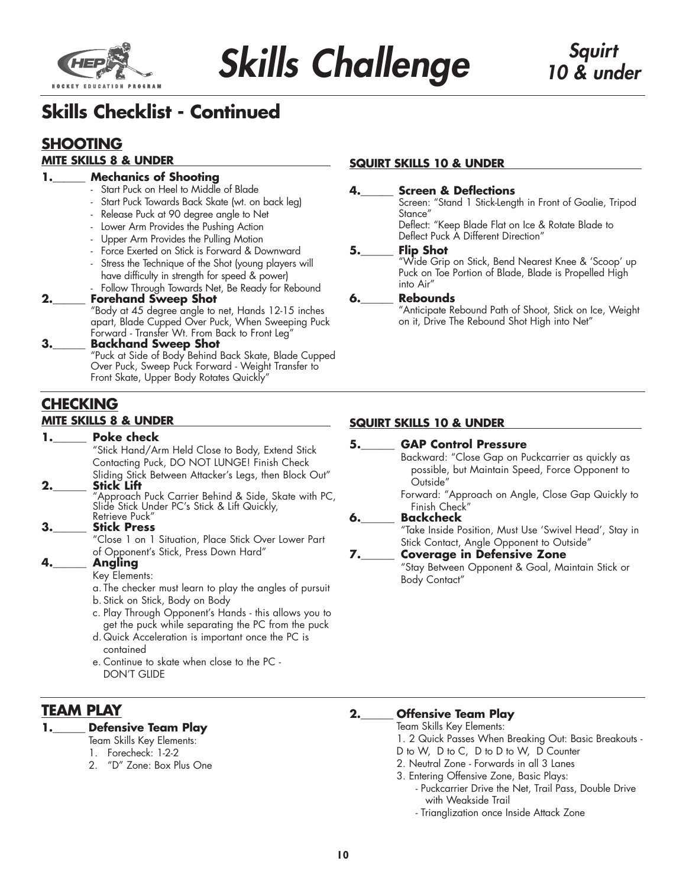# Skills Challenge

*Squirt 10 & under*

## Skills Checklist - Continued

### SHOOTING

**MITE SKILLS 8 & UNDER**

**1.\_\_\_\_\_ Mechanics of Shooting**

- Start Puck on Heel to Middle of Blade
- Start Puck Towards Back Skate (wt. on back leg)
- Release Puck at 90 degree angle to Net
- Lower Arm Provides the Pushing Action
- Upper Arm Provides the Pulling Motion
- Force Exerted on Stick is Forward & Downward
- Stress the Technique of the Shot (young players will have difficulty in strength for speed & power)
- Follow Through Towards Net, Be Ready for Rebound

**2.\_\_\_\_\_ Forehand Sweep Shot**

"Body at 45 degree angle to net, Hands 12-15 inches apart, Blade Cupped Over Puck, When Sweeping Puck Forward - Transfer Wt. From Back to Front Leg"

**3.\_\_\_\_\_ Backhand Sweep Shot**

"Puck at Side of Body Behind Back Skate, Blade Cupped Over Puck, Sweep Puck Forward - Weight Transfer to Front Skate, Upper Body Rotates Quickly"

**SQUIRT SKILLS 10 & UNDER**

**4.\_\_\_\_\_ Screen & Deflections**

Screen: "Stand 1 Stick-Length in Front of Goalie, Tripod Stance"

Deflect: "Keep Blade Flat on Ice & Rotate Blade to Deflect Puck A Different Direction"

**5.\_\_\_\_\_ Flip Shot**

"Wide Grip on Stick, Bend Nearest Knee & 'Scoop' up Puck on Toe Portion of Blade, Blade is Propelled High into Air"

**6.\_\_\_\_\_ Rebounds**

"Anticipate Rebound Path of Shoot, Stick on Ice, Weight on it, Drive The Rebound Shot High into Net"

### CHECKING

**MITE SKILLS 8 & UNDER**

**1.\_\_\_\_\_ Poke check**

"Stick Hand/Arm Held Close to Body, Extend Stick Contacting Puck, DO NOT LUNGE! Finish Check Sliding Stick Between Attacker's Legs, then Block Out"

**2.\_\_\_\_\_ Stick Lift**

"Approach Puck Carrier Behind & Side, Skate with PC, Slide Stick Under PC's Stick & Lift Quickly, Retrieve Puck"

**3.\_\_\_\_\_ Stick Press**

"Close 1 on 1 Situation, Place Stick Over Lower Part of Opponent's Stick, Press Down Hard"

**4.\_\_\_\_\_ Angling**

Key Elements:

a. The checker must learn to play the angles of pursuit
b. Stick on Stick, Body on Body
c. Play Through Opponent's Hands - this allows you to get the puck while separating the PC from the puck
d. Quick Acceleration is important once the PC is contained
e. Continue to skate when close to the PC - DON'T GLIDE

**SQUIRT SKILLS 10 & UNDER**

**5.\_\_\_\_\_ GAP Control Pressure**

Backward: "Close Gap on Puckcarrier as quickly as possible, but Maintain Speed, Force Opponent to Outside"

Forward: "Approach on Angle, Close Gap Quickly to Finish Check"

**6.\_\_\_\_\_ Backcheck**

"Take Inside Position, Must Use 'Swivel Head', Stay in Stick Contact, Angle Opponent to Outside"

**7.\_\_\_\_\_ Coverage in Defensive Zone**

"Stay Between Opponent & Goal, Maintain Stick or Body Contact"

### TEAM PLAY

**1.\_\_\_\_\_ Defensive Team Play**

Team Skills Key Elements:

1. Forecheck: 1-2-2
2. "D" Zone: Box Plus One

**2.\_\_\_\_\_ Offensive Team Play**

Team Skills Key Elements:

1. 2 Quick Passes When Breaking Out: Basic Breakouts - D to W, D to C, D to D to W, D Counter
2. Neutral Zone - Forwards in all 3 Lanes
3. Entering Offensive Zone, Basic Plays:
   - Puckcarrier Drive the Net, Trail Pass, Double Drive with Weakside Trail
   - Trianglization once Inside Attack Zone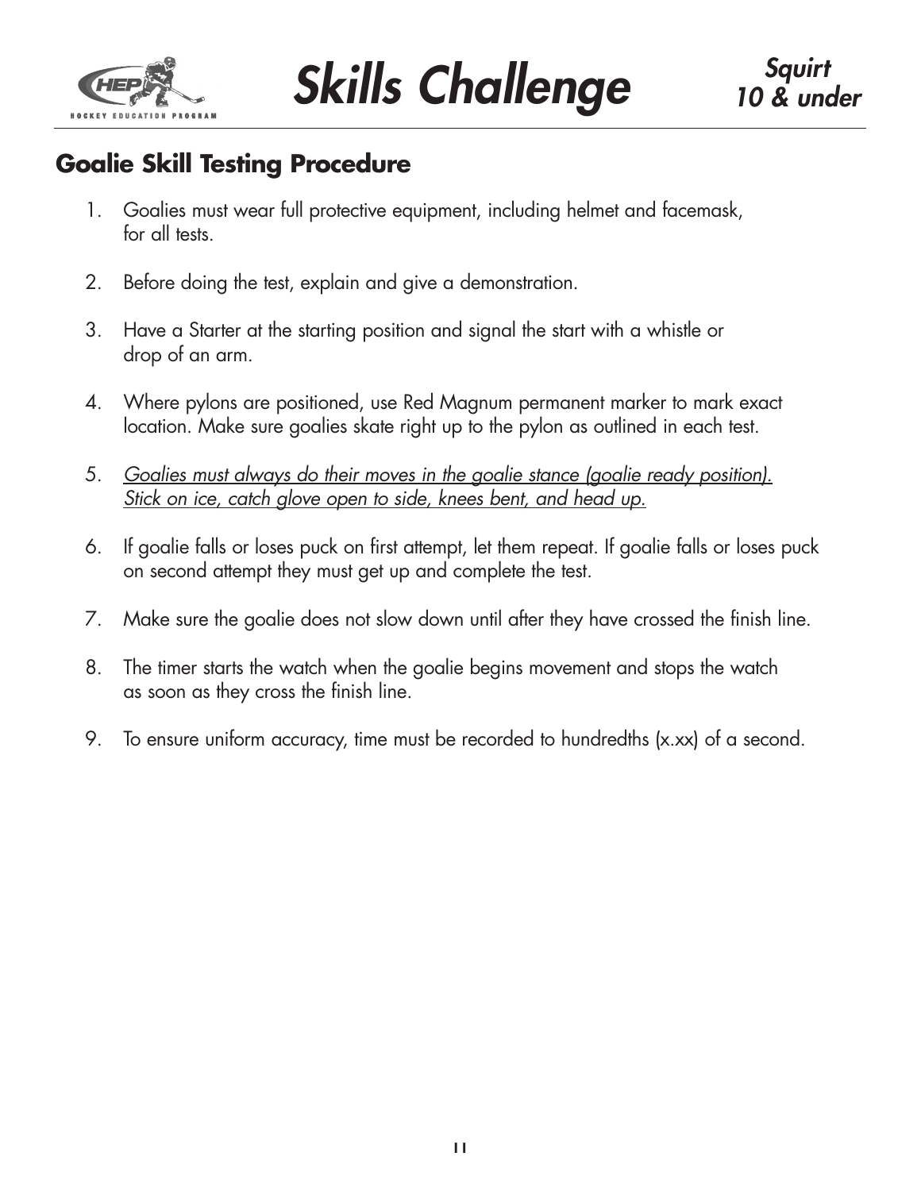# Skills Challenge

*Squirt 10 & under*

## Goalie Skill Testing Procedure

1. Goalies must wear full protective equipment, including helmet and facemask, for all tests.
2. Before doing the test, explain and give a demonstration.
3. Have a Starter at the starting position and signal the start with a whistle or drop of an arm.
4. Where pylons are positioned, use Red Magnum permanent marker to mark exact location. Make sure goalies skate right up to the pylon as outlined in each test.
5. <u>*Goalies must always do their moves in the goalie stance (goalie ready position). Stick on ice, catch glove open to side, knees bent, and head up.*</u>
6. If goalie falls or loses puck on first attempt, let them repeat. If goalie falls or loses puck on second attempt they must get up and complete the test.
7. Make sure the goalie does not slow down until after they have crossed the finish line.
8. The timer starts the watch when the goalie begins movement and stops the watch as soon as they cross the finish line.
9. To ensure uniform accuracy, time must be recorded to hundredths (x.xx) of a second.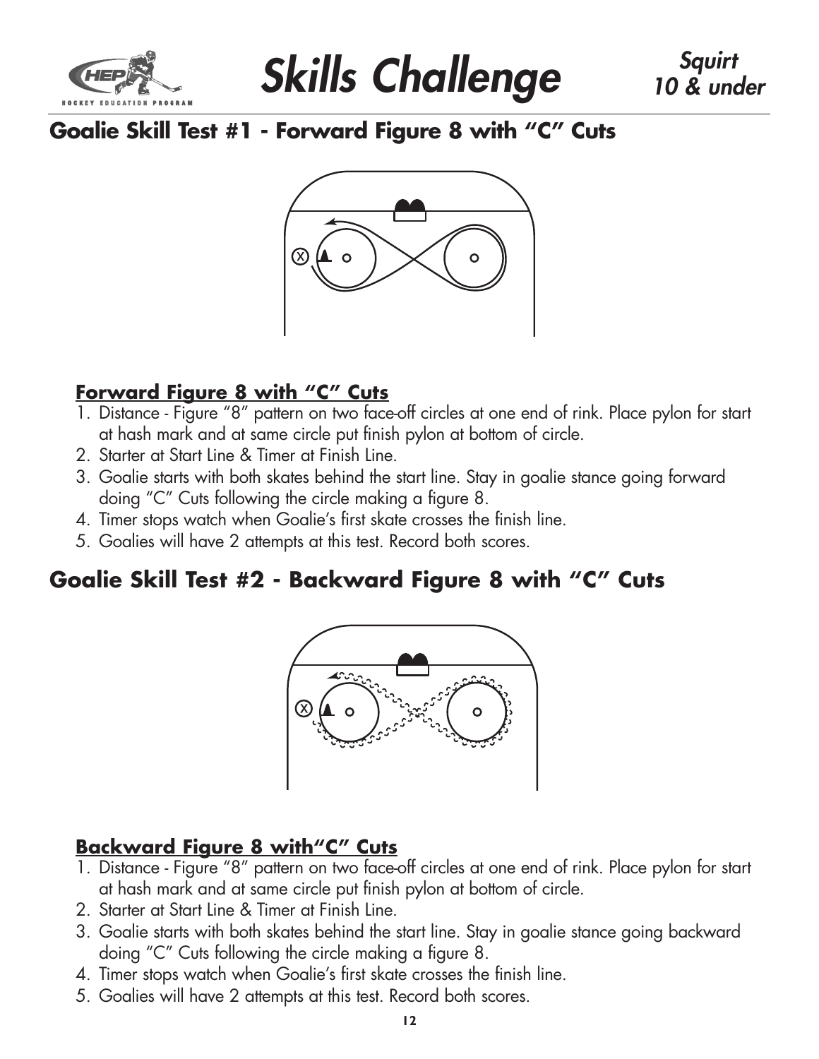# Skills Challenge

## Goalie Skill Test #1 - Forward Figure 8 with "C" Cuts

### Forward Figure 8 with "C" Cuts

1. Distance - Figure "8" pattern on two face-off circles at one end of rink. Place pylon for start at hash mark and at same circle put finish pylon at bottom of circle.
2. Starter at Start Line & Timer at Finish Line.
3. Goalie starts with both skates behind the start line. Stay in goalie stance going forward doing "C" Cuts following the circle making a figure 8.
4. Timer stops watch when Goalie's first skate crosses the finish line.
5. Goalies will have 2 attempts at this test. Record both scores.

## Goalie Skill Test #2 - Backward Figure 8 with "C" Cuts

### Backward Figure 8 with"C" Cuts

1. Distance - Figure "8" pattern on two face-off circles at one end of rink. Place pylon for start at hash mark and at same circle put finish pylon at bottom of circle.
2. Starter at Start Line & Timer at Finish Line.
3. Goalie starts with both skates behind the start line. Stay in goalie stance going backward doing "C" Cuts following the circle making a figure 8.
4. Timer stops watch when Goalie's first skate crosses the finish line.
5. Goalies will have 2 attempts at this test. Record both scores.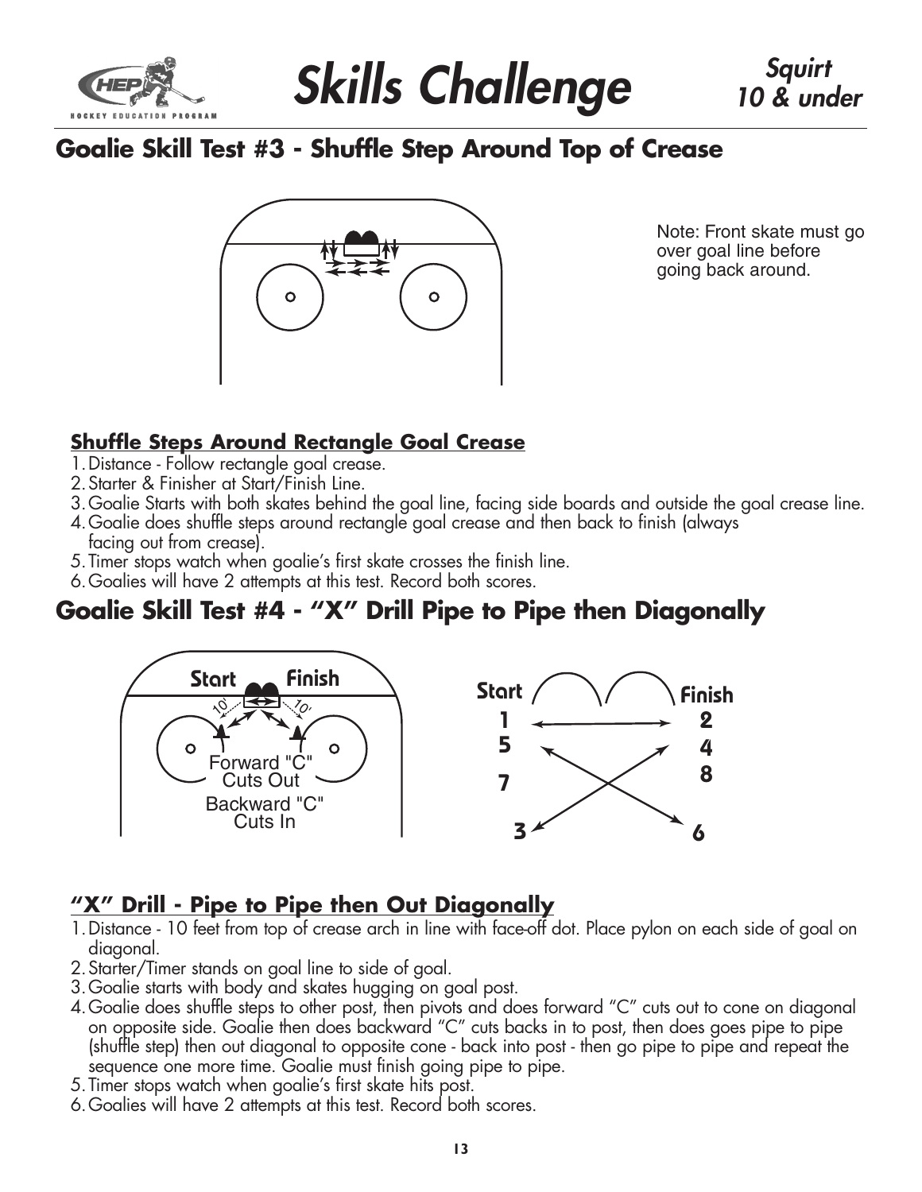# Skills Challenge

*Squirt 10 & under*

## Goalie Skill Test #3 - Shuffle Step Around Top of Crease

Note: Front skate must go over goal line before going back around.

### Shuffle Steps Around Rectangle Goal Crease

1. Distance - Follow rectangle goal crease.
2. Starter & Finisher at Start/Finish Line.
3. Goalie Starts with both skates behind the goal line, facing side boards and outside the goal crease line.
4. Goalie does shuffle steps around rectangle goal crease and then back to finish (always facing out from crease).
5. Timer stops watch when goalie's first skate crosses the finish line.
6. Goalies will have 2 attempts at this test. Record both scores.

## Goalie Skill Test #4 - "X" Drill Pipe to Pipe then Diagonally

Start Finish

10' 10'

Forward "C" Cuts Out

Backward "C" Cuts In

Start Finish

1 2

5 4

7 8

3 6

### "X" Drill - Pipe to Pipe then Out Diagonally

1. Distance - 10 feet from top of crease arch in line with face-off dot. Place pylon on each side of goal on diagonal.
2. Starter/Timer stands on goal line to side of goal.
3. Goalie starts with body and skates hugging on goal post.
4. Goalie does shuffle steps to other post, then pivots and does forward "C" cuts out to cone on diagonal on opposite side. Goalie then does backward "C" cuts backs in to post, then does goes pipe to pipe (shuffle step) then out diagonal to opposite cone - back into post - then go pipe to pipe and repeat the sequence one more time. Goalie must finish going pipe to pipe.
5. Timer stops watch when goalie's first skate hits post.
6. Goalies will have 2 attempts at this test. Record both scores.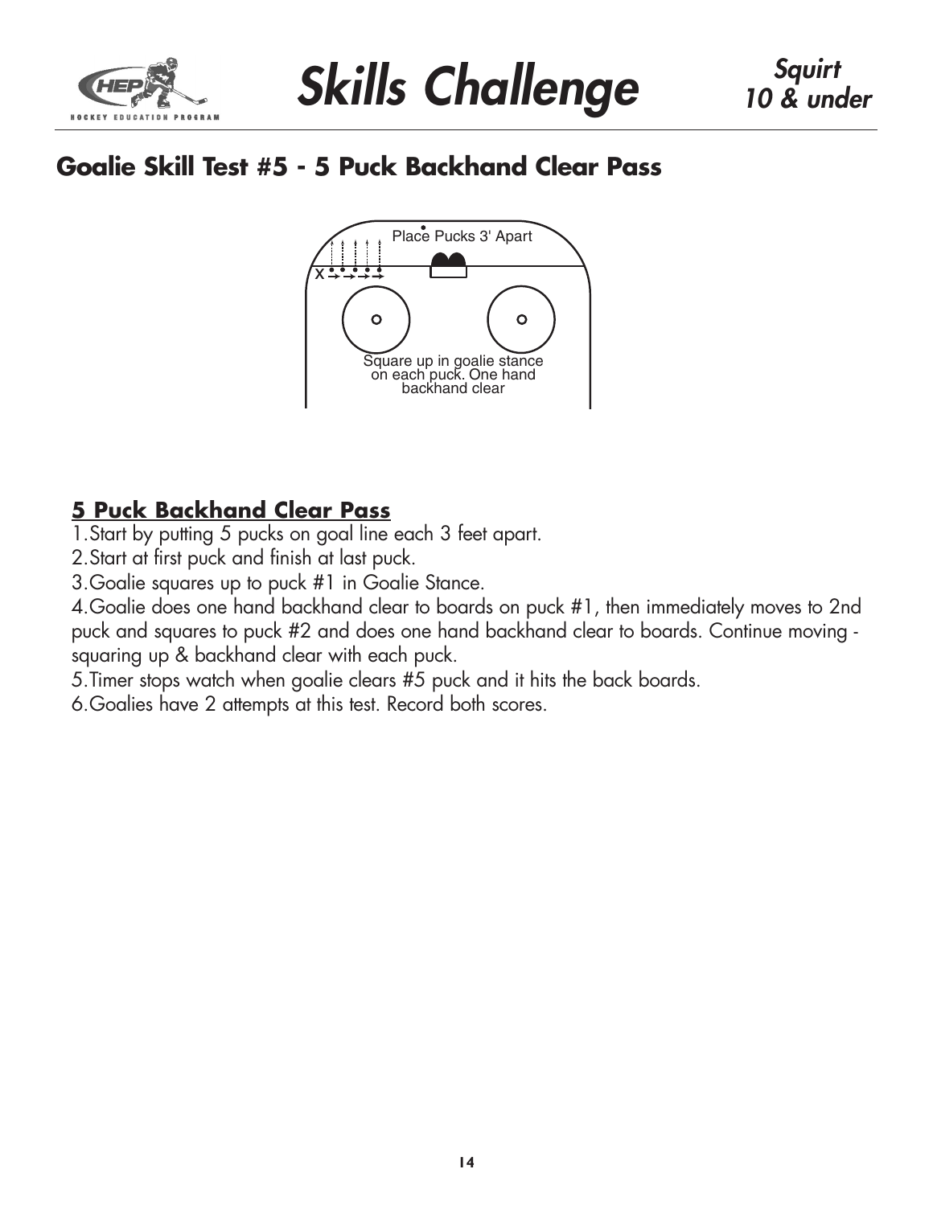## Goalie Skill Test #5 - 5 Puck Backhand Clear Pass

Place Pucks 3' Apart

Square up in goalie stance on each puck. One hand backhand clear

### 5 Puck Backhand Clear Pass

1. Start by putting 5 pucks on goal line each 3 feet apart.
2. Start at first puck and finish at last puck.
3. Goalie squares up to puck #1 in Goalie Stance.
4. Goalie does one hand backhand clear to boards on puck #1, then immediately moves to 2nd puck and squares to puck #2 and does one hand backhand clear to boards. Continue moving - squaring up & backhand clear with each puck.
5. Timer stops watch when goalie clears #5 puck and it hits the back boards.
6. Goalies have 2 attempts at this test. Record both scores.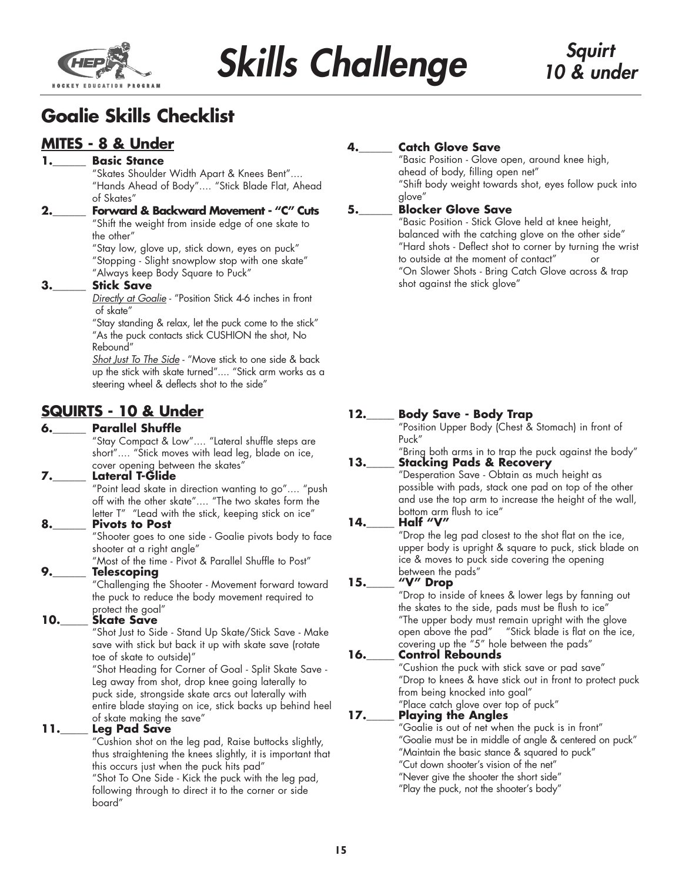# Skills Challenge

## Squirt 10 & under

## Goalie Skills Checklist

### MITES - 8 & Under

**1.\_\_\_\_\_\_ Basic Stance**

"Skates Shoulder Width Apart & Knees Bent"…. "Hands Ahead of Body"…. "Stick Blade Flat, Ahead of Skates"

**2.\_\_\_\_\_\_ Forward & Backward Movement - "C" Cuts**

"Shift the weight from inside edge of one skate to the other"

"Stay low, glove up, stick down, eyes on puck"

"Stopping - Slight snowplow stop with one skate"

"Always keep Body Square to Puck"

**3.\_\_\_\_\_\_ Stick Save**

<u>Directly at Goalie</u> - "Position Stick 4-6 inches in front of skate"

"Stay standing & relax, let the puck come to the stick"

"As the puck contacts stick CUSHION the shot, No Rebound"

<u>Shot Just To The Side</u> - "Move stick to one side & back up the stick with skate turned"…. "Stick arm works as a steering wheel & deflects shot to the side"

**4.\_\_\_\_\_\_ Catch Glove Save**

"Basic Position - Glove open, around knee high, ahead of body, filling open net"

"Shift body weight towards shot, eyes follow puck into glove"

**5.\_\_\_\_\_\_ Blocker Glove Save**

"Basic Position - Stick Glove held at knee height, balanced with the catching glove on the other side"

"Hard shots - Deflect shot to corner by turning the wrist to outside at the moment of contact" or

"On Slower Shots - Bring Catch Glove across & trap shot against the stick glove"

### SQUIRTS - 10 & Under

**6.\_\_\_\_\_\_ Parallel Shuffle**

"Stay Compact & Low"…. "Lateral shuffle steps are short"…. "Stick moves with lead leg, blade on ice, cover opening between the skates"

**7.\_\_\_\_\_\_ Lateral T-Glide**

"Point lead skate in direction wanting to go"…. "push off with the other skate"…. "The two skates form the letter T" "Lead with the stick, keeping stick on ice"

**8.\_\_\_\_\_\_ Pivots to Post**

"Shooter goes to one side - Goalie pivots body to face shooter at a right angle"

"Most of the time - Pivot & Parallel Shuffle to Post"

**9.\_\_\_\_\_\_ Telescoping**

"Challenging the Shooter - Movement forward toward the puck to reduce the body movement required to protect the goal"

**10.\_\_\_\_\_ Skate Save**

"Shot Just to Side - Stand Up Skate/Stick Save - Make save with stick but back it up with skate save (rotate toe of skate to outside)"

"Shot Heading for Corner of Goal - Split Skate Save - Leg away from shot, drop knee going laterally to puck side, strongside skate arcs out laterally with entire blade staying on ice, stick backs up behind heel of skate making the save"

**11.\_\_\_\_\_ Leg Pad Save**

"Cushion shot on the leg pad, Raise buttocks slightly, thus straightening the knees slightly, it is important that this occurs just when the puck hits pad"

"Shot To One Side - Kick the puck with the leg pad, following through to direct it to the corner or side board"

**12.\_\_\_\_\_ Body Save - Body Trap**

"Position Upper Body (Chest & Stomach) in front of Puck"

"Bring both arms in to trap the puck against the body"

**13.\_\_\_\_\_ Stacking Pads & Recovery**

"Desperation Save - Obtain as much height as possible with pads, stack one pad on top of the other and use the top arm to increase the height of the wall, bottom arm flush to ice"

**14.\_\_\_\_\_ Half "V"**

"Drop the leg pad closest to the shot flat on the ice, upper body is upright & square to puck, stick blade on ice & moves to puck side covering the opening between the pads"

**15.\_\_\_\_\_ "V" Drop**

"Drop to inside of knees & lower legs by fanning out the skates to the side, pads must be flush to ice"

"The upper body must remain upright with the glove open above the pad" "Stick blade is flat on the ice, covering up the "5" hole between the pads"

**16.\_\_\_\_\_ Control Rebounds**

"Cushion the puck with stick save or pad save"

"Drop to knees & have stick out in front to protect puck from being knocked into goal"

"Place catch glove over top of puck"

**17.\_\_\_\_\_ Playing the Angles**

"Goalie is out of net when the puck is in front"

"Goalie must be in middle of angle & centered on puck"

"Maintain the basic stance & squared to puck"

"Cut down shooter's vision of the net"

"Never give the shooter the short side"

"Play the puck, not the shooter's body"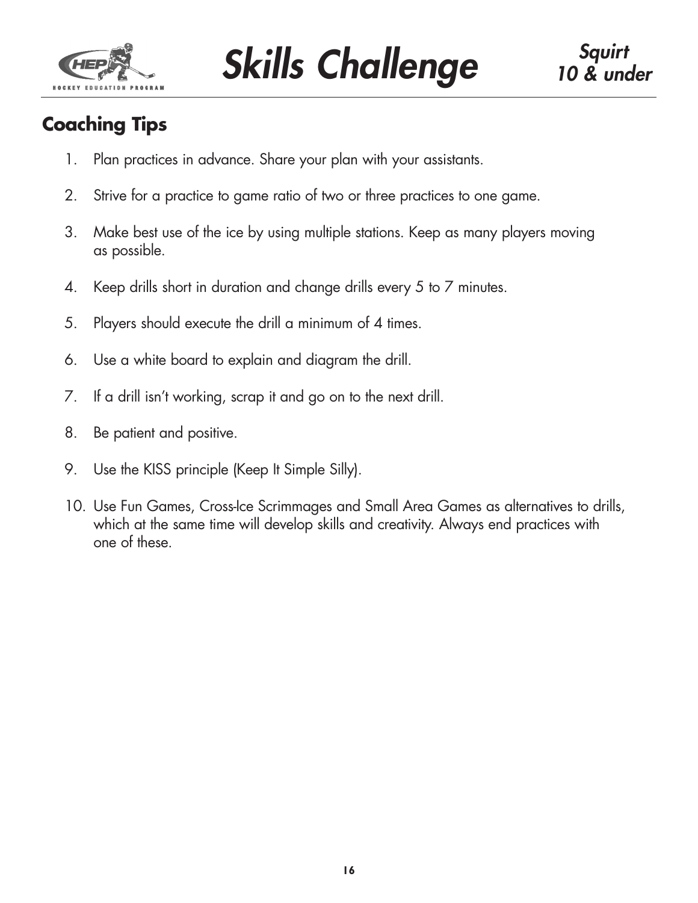## Coaching Tips

1. Plan practices in advance. Share your plan with your assistants.

2. Strive for a practice to game ratio of two or three practices to one game.

3. Make best use of the ice by using multiple stations. Keep as many players moving as possible.

4. Keep drills short in duration and change drills every 5 to 7 minutes.

5. Players should execute the drill a minimum of 4 times.

6. Use a white board to explain and diagram the drill.

7. If a drill isn't working, scrap it and go on to the next drill.

8. Be patient and positive.

9. Use the KISS principle (Keep It Simple Silly).

10. Use Fun Games, Cross-Ice Scrimmages and Small Area Games as alternatives to drills, which at the same time will develop skills and creativity. Always end practices with one of these.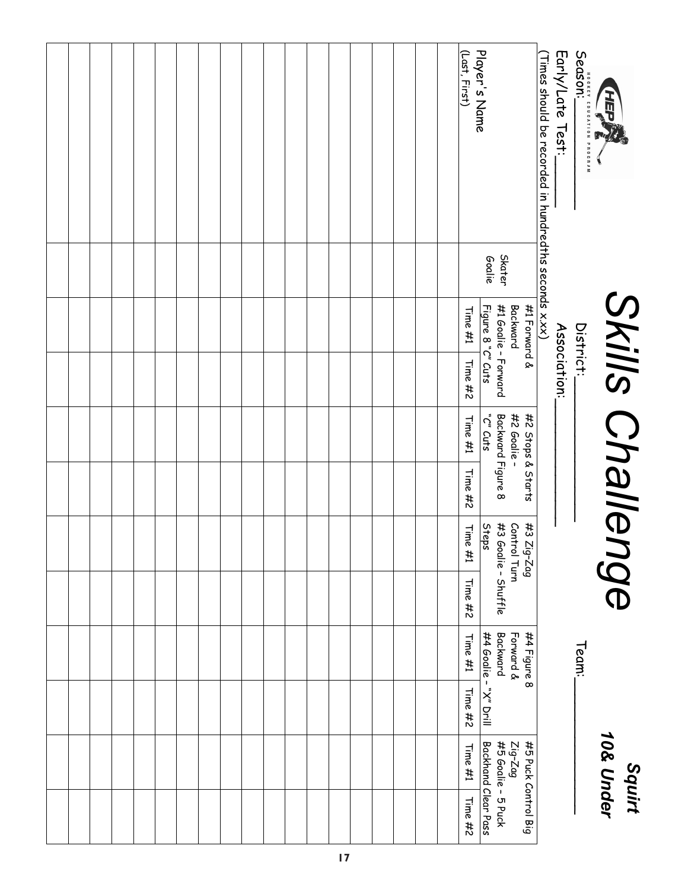HOCKEY EDUCATION PROGRAM

# Skills Challenge

***Squirt***
***10& Under***

Season:\_\_\_\_\_\_\_\_ District:\_\_\_\_\_\_\_\_ Team:\_\_\_\_\_\_\_\_

Early/Late Test:\_\_\_\_\_\_ Association:\_\_\_\_\_\_\_\_

(Times should be recorded in hundredths seconds x.xx)

| Player's Name (Last, First) | Skater Goalie | #1 Forward & Backward #1 Goalie - Forward Figure 8 "C" Cuts | | #2 Stops & Starts #2 Goalie - Backward Figure 8 "C" Cuts | | #3 Zig-Zag Control Turn #3 Goalie - Shuffle Steps | | #4 Figure 8 Forward & Backward #4 Goalie - "X" Drill | | #5 Puck Control Big Zig-Zag #5 Goalie - 5 Puck Backhand Clear Pass | |
|---|---|---|---|---|---|---|---|---|---|---|---|
| | | Time #1 | Time #2 | Time #1 | Time #2 | Time #1 | Time #2 | Time #1 | Time #2 | Time #1 | Time #2 |
| | | | | | | | | | | | |
| | | | | | | | | | | | |
| | | | | | | | | | | | |
| | | | | | | | | | | | |
| | | | | | | | | | | | |
| | | | | | | | | | | | |
| | | | | | | | | | | | |
| | | | | | | | | | | | |
| | | | | | | | | | | | |
| | | | | | | | | | | | |
| | | | | | | | | | | | |
| | | | | | | | | | | | |
| | | | | | | | | | | | |
| | | | | | | | | | | | |
| | | | | | | | | | | | |
| | | | | | | | | | | | |
| | | | | | | | | | | | |
| | | | | | | | | | | | |